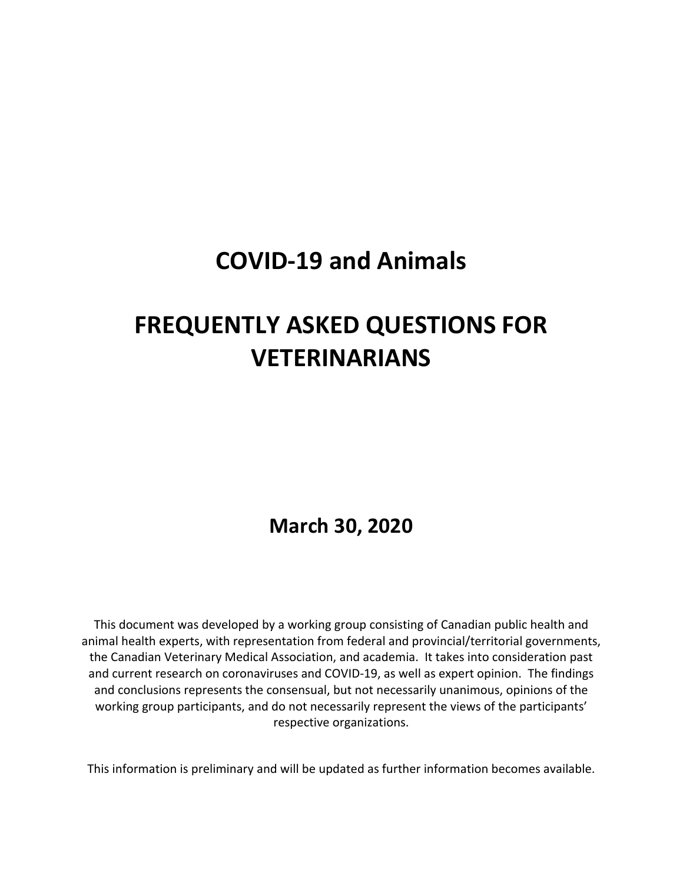# COVID-19 and Animals

# FREQUENTLY ASKED QUESTIONS FOR VETERINARIANS

**March 30, 2020**

This document was developed by a working group consisting of Canadian public health and animal health experts, with representation from federal and provincial/territorial governments, the Canadian Veterinary Medical Association, and academia. It takes into consideration past and current research on coronaviruses and COVID-19, as well as expert opinion. The findings and conclusions represents the consensual, but not necessarily unanimous, opinions of the working group participants, and do not necessarily represent the views of the participants' respective organizations.

This information is preliminary and will be updated as further information becomes available.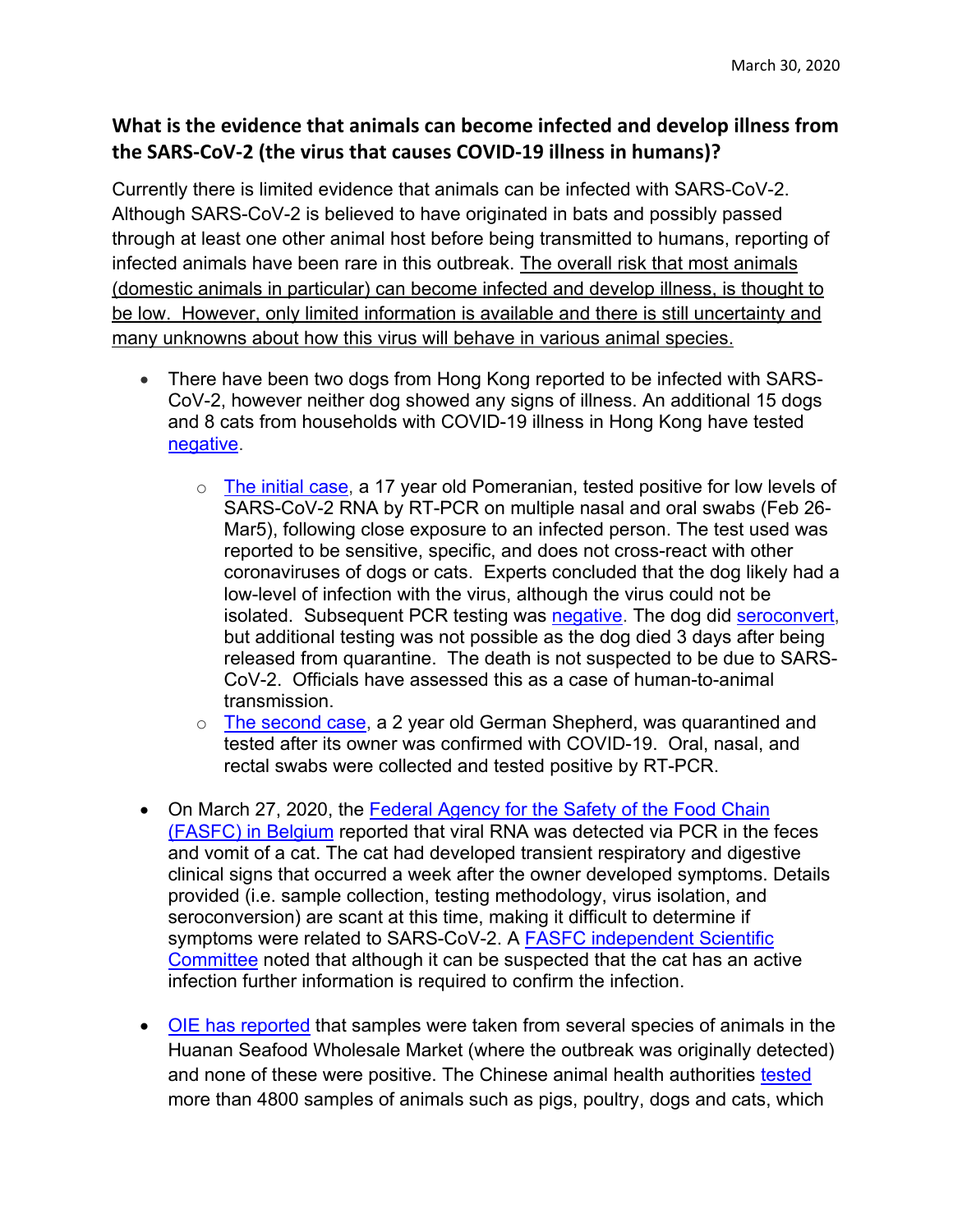March 30, 2020

## What is the evidence that animals can become infected and develop illness from the SARS-CoV-2 (the virus that causes COVID-19 illness in humans)?

Currently there is limited evidence that animals can be infected with SARS-CoV-2. Although SARS-CoV-2 is believed to have originated in bats and possibly passed through at least one other animal host before being transmitted to humans, reporting of infected animals have been rare in this outbreak. <u>The overall risk that most animals (domestic animals in particular) can become infected and develop illness, is thought to be low. However, only limited information is available and there is still uncertainty and many unknowns about how this virus will behave in various animal species.</u>

- There have been two dogs from Hong Kong reported to be infected with SARS-CoV-2, however neither dog showed any signs of illness. An additional 15 dogs and 8 cats from households with COVID-19 illness in Hong Kong have tested negative.
    - The initial case, a 17 year old Pomeranian, tested positive for low levels of SARS-CoV-2 RNA by RT-PCR on multiple nasal and oral swabs (Feb 26-Mar5), following close exposure to an infected person. The test used was reported to be sensitive, specific, and does not cross-react with other coronaviruses of dogs or cats. Experts concluded that the dog likely had a low-level of infection with the virus, although the virus could not be isolated. Subsequent PCR testing was negative. The dog did seroconvert, but additional testing was not possible as the dog died 3 days after being released from quarantine. The death is not suspected to be due to SARS-CoV-2. Officials have assessed this as a case of human-to-animal transmission.
    - The second case, a 2 year old German Shepherd, was quarantined and tested after its owner was confirmed with COVID-19. Oral, nasal, and rectal swabs were collected and tested positive by RT-PCR.

- On March 27, 2020, the Federal Agency for the Safety of the Food Chain (FASFC) in Belgium reported that viral RNA was detected via PCR in the feces and vomit of a cat. The cat had developed transient respiratory and digestive clinical signs that occurred a week after the owner developed symptoms. Details provided (i.e. sample collection, testing methodology, virus isolation, and seroconversion) are scant at this time, making it difficult to determine if symptoms were related to SARS-CoV-2. A FASFC independent Scientific Committee noted that although it can be suspected that the cat has an active infection further information is required to confirm the infection.

- OIE has reported that samples were taken from several species of animals in the Huanan Seafood Wholesale Market (where the outbreak was originally detected) and none of these were positive. The Chinese animal health authorities tested more than 4800 samples of animals such as pigs, poultry, dogs and cats, which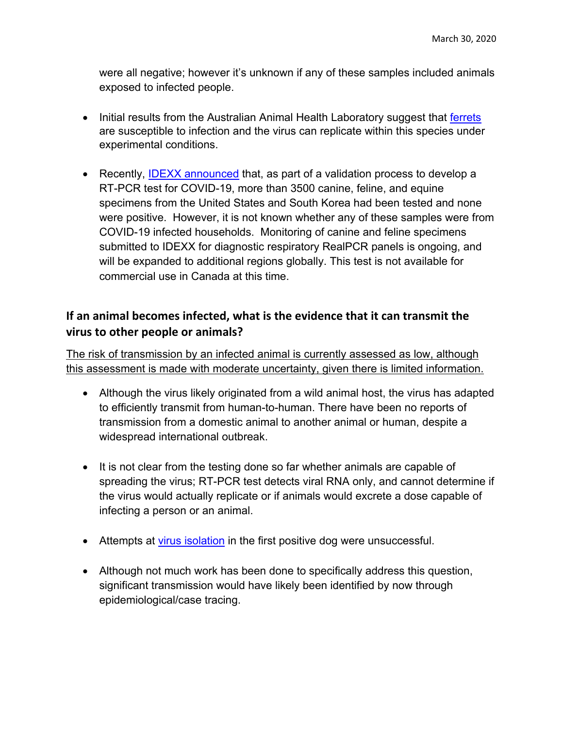were all negative; however it's unknown if any of these samples included animals exposed to infected people.

- Initial results from the Australian Animal Health Laboratory suggest that [ferrets](#) are susceptible to infection and the virus can replicate within this species under experimental conditions.

- Recently, [IDEXX announced](#) that, as part of a validation process to develop a RT-PCR test for COVID-19, more than 3500 canine, feline, and equine specimens from the United States and South Korea had been tested and none were positive. However, it is not known whether any of these samples were from COVID-19 infected households. Monitoring of canine and feline specimens submitted to IDEXX for diagnostic respiratory RealPCR panels is ongoing, and will be expanded to additional regions globally. This test is not available for commercial use in Canada at this time.

## If an animal becomes infected, what is the evidence that it can transmit the virus to other people or animals?

<u>The risk of transmission by an infected animal is currently assessed as low, although this assessment is made with moderate uncertainty, given there is limited information.</u>

- Although the virus likely originated from a wild animal host, the virus has adapted to efficiently transmit from human-to-human. There have been no reports of transmission from a domestic animal to another animal or human, despite a widespread international outbreak.

- It is not clear from the testing done so far whether animals are capable of spreading the virus; RT-PCR test detects viral RNA only, and cannot determine if the virus would actually replicate or if animals would excrete a dose capable of infecting a person or an animal.

- Attempts at [virus isolation](#) in the first positive dog were unsuccessful.

- Although not much work has been done to specifically address this question, significant transmission would have likely been identified by now through epidemiological/case tracing.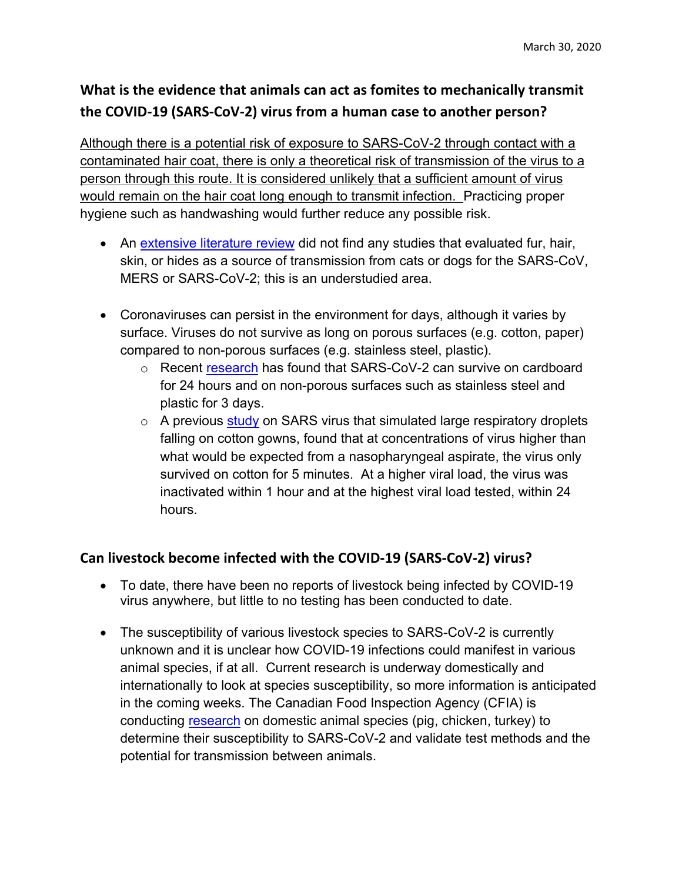March 30, 2020

## What is the evidence that animals can act as fomites to mechanically transmit the COVID-19 (SARS-CoV-2) virus from a human case to another person?

<u>Although there is a potential risk of exposure to SARS-CoV-2 through contact with a contaminated hair coat, there is only a theoretical risk of transmission of the virus to a person through this route. It is considered unlikely that a sufficient amount of virus would remain on the hair coat long enough to transmit infection.</u> Practicing proper hygiene such as handwashing would further reduce any possible risk.

- An extensive literature review did not find any studies that evaluated fur, hair, skin, or hides as a source of transmission from cats or dogs for the SARS-CoV, MERS or SARS-CoV-2; this is an understudied area.
- Coronaviruses can persist in the environment for days, although it varies by surface. Viruses do not survive as long on porous surfaces (e.g. cotton, paper) compared to non-porous surfaces (e.g. stainless steel, plastic).
  - Recent research has found that SARS-CoV-2 can survive on cardboard for 24 hours and on non-porous surfaces such as stainless steel and plastic for 3 days.
  - A previous study on SARS virus that simulated large respiratory droplets falling on cotton gowns, found that at concentrations of virus higher than what would be expected from a nasopharyngeal aspirate, the virus only survived on cotton for 5 minutes. At a higher viral load, the virus was inactivated within 1 hour and at the highest viral load tested, within 24 hours.

## Can livestock become infected with the COVID-19 (SARS-CoV-2) virus?

- To date, there have been no reports of livestock being infected by COVID-19 virus anywhere, but little to no testing has been conducted to date.
- The susceptibility of various livestock species to SARS-CoV-2 is currently unknown and it is unclear how COVID-19 infections could manifest in various animal species, if at all. Current research is underway domestically and internationally to look at species susceptibility, so more information is anticipated in the coming weeks. The Canadian Food Inspection Agency (CFIA) is conducting research on domestic animal species (pig, chicken, turkey) to determine their susceptibility to SARS-CoV-2 and validate test methods and the potential for transmission between animals.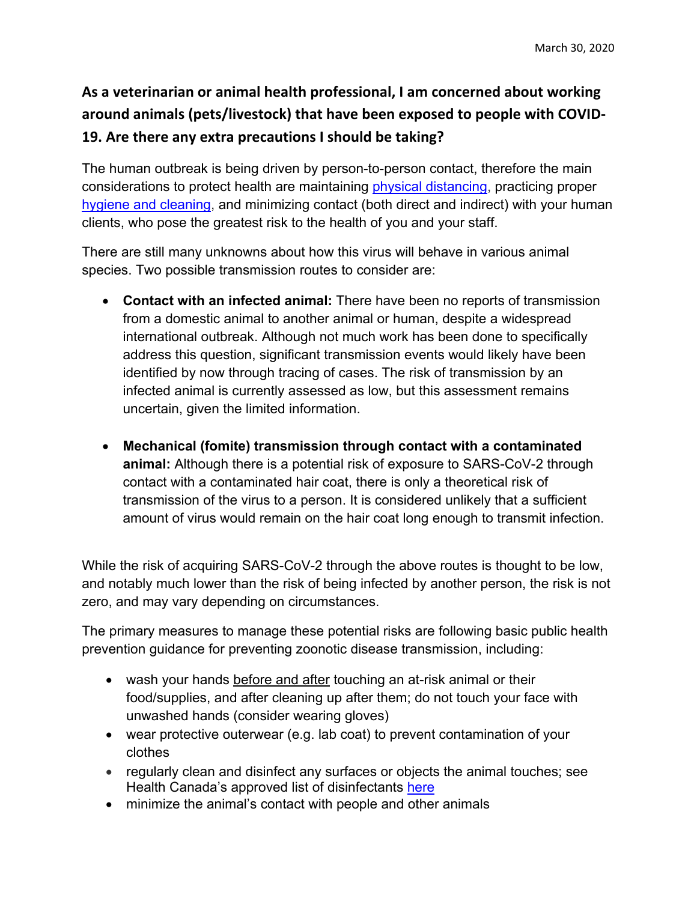March 30, 2020

## As a veterinarian or animal health professional, I am concerned about working around animals (pets/livestock) that have been exposed to people with COVID-19. Are there any extra precautions I should be taking?

The human outbreak is being driven by person-to-person contact, therefore the main considerations to protect health are maintaining physical distancing, practicing proper hygiene and cleaning, and minimizing contact (both direct and indirect) with your human clients, who pose the greatest risk to the health of you and your staff.

There are still many unknowns about how this virus will behave in various animal species. Two possible transmission routes to consider are:

- **Contact with an infected animal:** There have been no reports of transmission from a domestic animal to another animal or human, despite a widespread international outbreak. Although not much work has been done to specifically address this question, significant transmission events would likely have been identified by now through tracing of cases. The risk of transmission by an infected animal is currently assessed as low, but this assessment remains uncertain, given the limited information.

- **Mechanical (fomite) transmission through contact with a contaminated animal:** Although there is a potential risk of exposure to SARS-CoV-2 through contact with a contaminated hair coat, there is only a theoretical risk of transmission of the virus to a person. It is considered unlikely that a sufficient amount of virus would remain on the hair coat long enough to transmit infection.

While the risk of acquiring SARS-CoV-2 through the above routes is thought to be low, and notably much lower than the risk of being infected by another person, the risk is not zero, and may vary depending on circumstances.

The primary measures to manage these potential risks are following basic public health prevention guidance for preventing zoonotic disease transmission, including:

- wash your hands before and after touching an at-risk animal or their food/supplies, and after cleaning up after them; do not touch your face with unwashed hands (consider wearing gloves)
- wear protective outerwear (e.g. lab coat) to prevent contamination of your clothes
- regularly clean and disinfect any surfaces or objects the animal touches; see Health Canada's approved list of disinfectants here
- minimize the animal's contact with people and other animals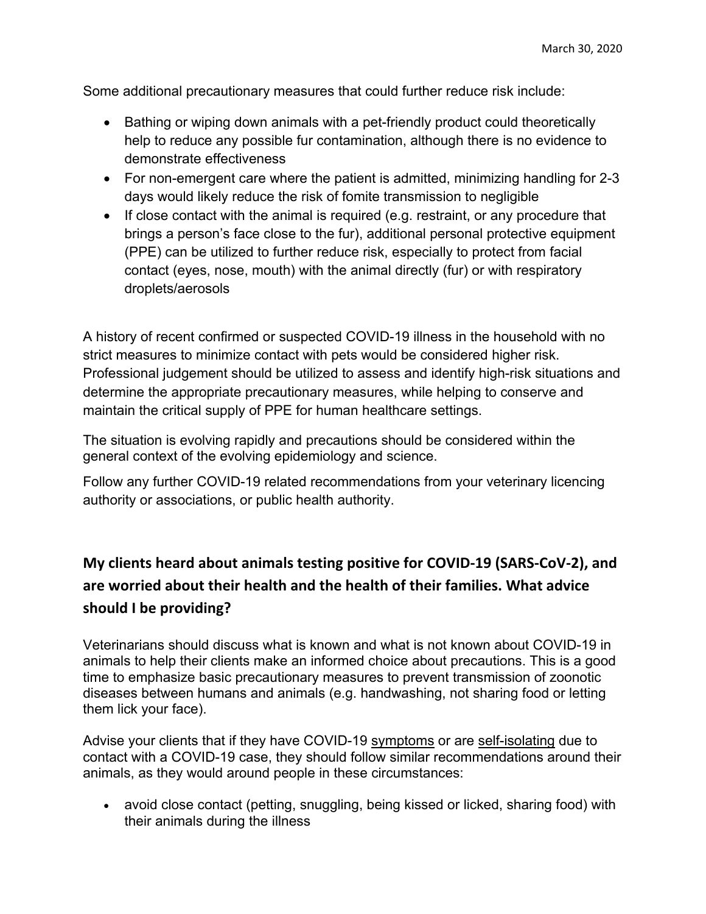Some additional precautionary measures that could further reduce risk include:

- Bathing or wiping down animals with a pet-friendly product could theoretically help to reduce any possible fur contamination, although there is no evidence to demonstrate effectiveness
- For non-emergent care where the patient is admitted, minimizing handling for 2-3 days would likely reduce the risk of fomite transmission to negligible
- If close contact with the animal is required (e.g. restraint, or any procedure that brings a person's face close to the fur), additional personal protective equipment (PPE) can be utilized to further reduce risk, especially to protect from facial contact (eyes, nose, mouth) with the animal directly (fur) or with respiratory droplets/aerosols

A history of recent confirmed or suspected COVID-19 illness in the household with no strict measures to minimize contact with pets would be considered higher risk. Professional judgement should be utilized to assess and identify high-risk situations and determine the appropriate precautionary measures, while helping to conserve and maintain the critical supply of PPE for human healthcare settings.

The situation is evolving rapidly and precautions should be considered within the general context of the evolving epidemiology and science.

Follow any further COVID-19 related recommendations from your veterinary licencing authority or associations, or public health authority.

## My clients heard about animals testing positive for COVID-19 (SARS-CoV-2), and are worried about their health and the health of their families. What advice should I be providing?

Veterinarians should discuss what is known and what is not known about COVID-19 in animals to help their clients make an informed choice about precautions. This is a good time to emphasize basic precautionary measures to prevent transmission of zoonotic diseases between humans and animals (e.g. handwashing, not sharing food or letting them lick your face).

Advise your clients that if they have COVID-19 symptoms or are self-isolating due to contact with a COVID-19 case, they should follow similar recommendations around their animals, as they would around people in these circumstances:

- avoid close contact (petting, snuggling, being kissed or licked, sharing food) with their animals during the illness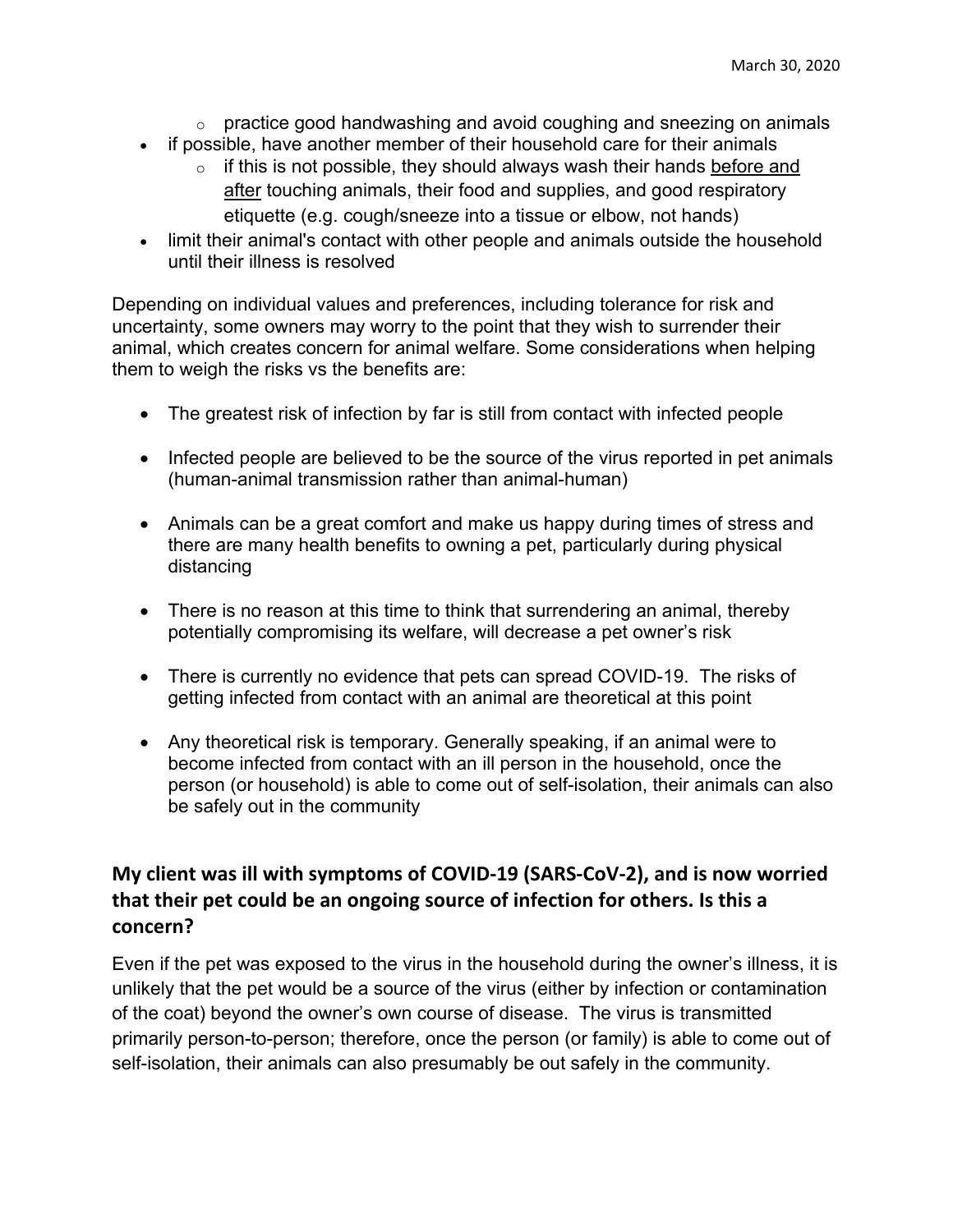- practice good handwashing and avoid coughing and sneezing on animals
- if possible, have another member of their household care for their animals
    - if this is not possible, they should always wash their hands <u>before and after</u> touching animals, their food and supplies, and good respiratory etiquette (e.g. cough/sneeze into a tissue or elbow, not hands)
- limit their animal's contact with other people and animals outside the household until their illness is resolved

Depending on individual values and preferences, including tolerance for risk and uncertainty, some owners may worry to the point that they wish to surrender their animal, which creates concern for animal welfare. Some considerations when helping them to weigh the risks vs the benefits are:

- The greatest risk of infection by far is still from contact with infected people
- Infected people are believed to be the source of the virus reported in pet animals (human-animal transmission rather than animal-human)
- Animals can be a great comfort and make us happy during times of stress and there are many health benefits to owning a pet, particularly during physical distancing
- There is no reason at this time to think that surrendering an animal, thereby potentially compromising its welfare, will decrease a pet owner's risk
- There is currently no evidence that pets can spread COVID-19. The risks of getting infected from contact with an animal are theoretical at this point
- Any theoretical risk is temporary. Generally speaking, if an animal were to become infected from contact with an ill person in the household, once the person (or household) is able to come out of self-isolation, their animals can also be safely out in the community

## My client was ill with symptoms of COVID-19 (SARS-CoV-2), and is now worried that their pet could be an ongoing source of infection for others. Is this a concern?

Even if the pet was exposed to the virus in the household during the owner's illness, it is unlikely that the pet would be a source of the virus (either by infection or contamination of the coat) beyond the owner's own course of disease. The virus is transmitted primarily person-to-person; therefore, once the person (or family) is able to come out of self-isolation, their animals can also presumably be out safely in the community.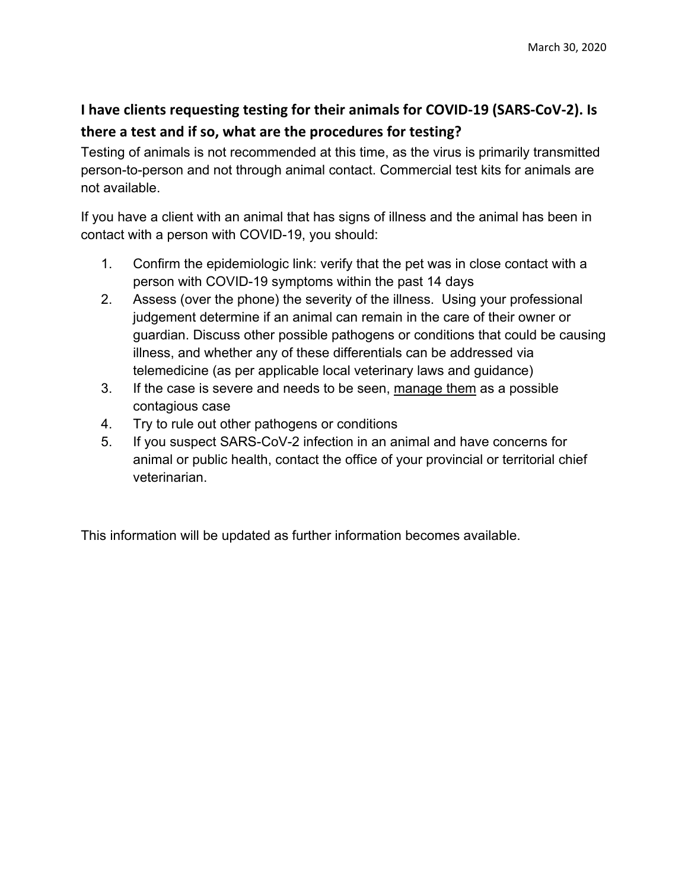March 30, 2020

## I have clients requesting testing for their animals for COVID-19 (SARS-CoV-2). Is there a test and if so, what are the procedures for testing?

Testing of animals is not recommended at this time, as the virus is primarily transmitted person-to-person and not through animal contact. Commercial test kits for animals are not available.

If you have a client with an animal that has signs of illness and the animal has been in contact with a person with COVID-19, you should:

1. Confirm the epidemiologic link: verify that the pet was in close contact with a person with COVID-19 symptoms within the past 14 days
2. Assess (over the phone) the severity of the illness. Using your professional judgement determine if an animal can remain in the care of their owner or guardian. Discuss other possible pathogens or conditions that could be causing illness, and whether any of these differentials can be addressed via telemedicine (as per applicable local veterinary laws and guidance)
3. If the case is severe and needs to be seen, manage them as a possible contagious case
4. Try to rule out other pathogens or conditions
5. If you suspect SARS-CoV-2 infection in an animal and have concerns for animal or public health, contact the office of your provincial or territorial chief veterinarian.

This information will be updated as further information becomes available.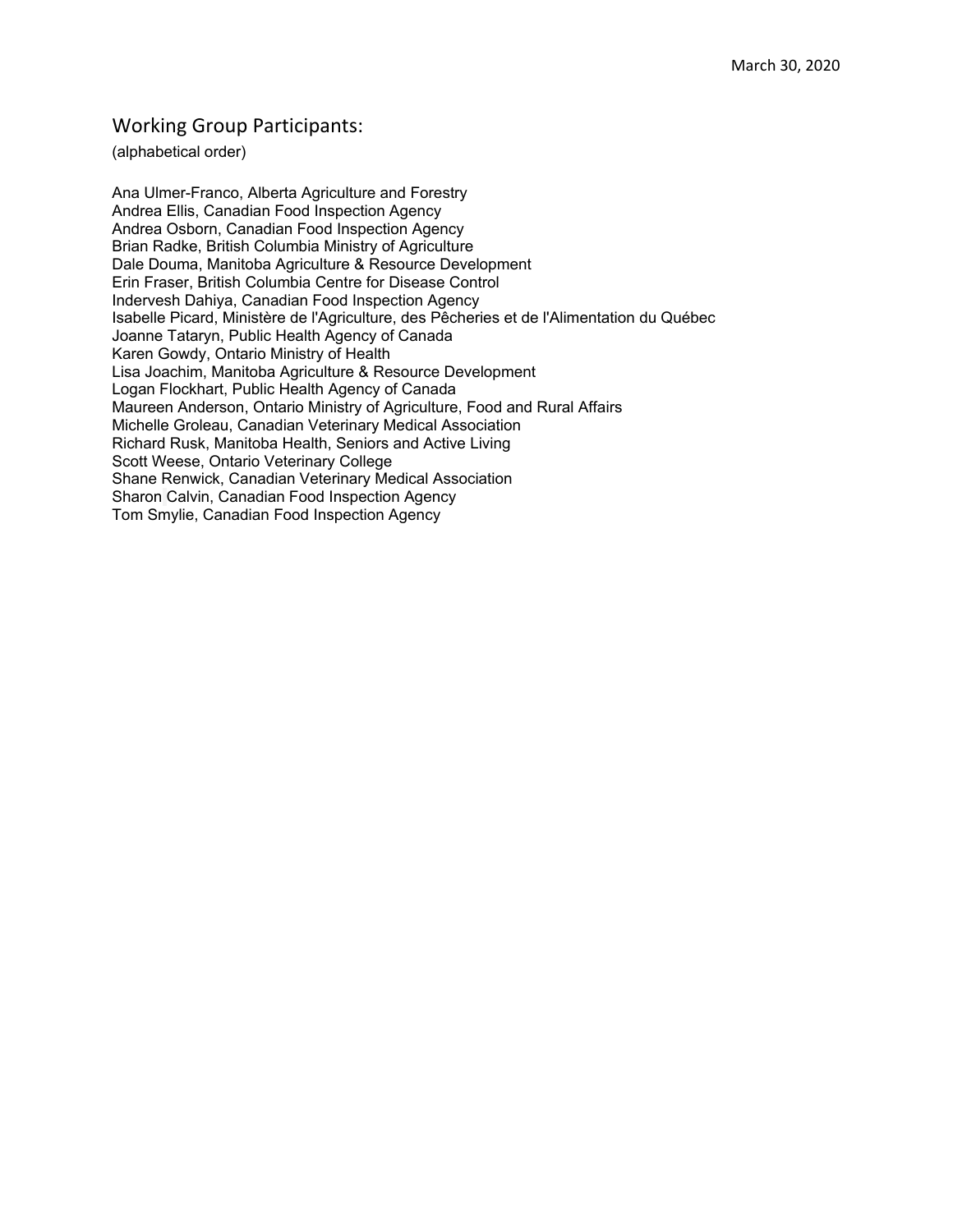March 30, 2020

## Working Group Participants:

(alphabetical order)

Ana Ulmer-Franco, Alberta Agriculture and Forestry
Andrea Ellis, Canadian Food Inspection Agency
Andrea Osborn, Canadian Food Inspection Agency
Brian Radke, British Columbia Ministry of Agriculture
Dale Douma, Manitoba Agriculture & Resource Development
Erin Fraser, British Columbia Centre for Disease Control
Indervesh Dahiya, Canadian Food Inspection Agency
Isabelle Picard, Ministère de l'Agriculture, des Pêcheries et de l'Alimentation du Québec
Joanne Tataryn, Public Health Agency of Canada
Karen Gowdy, Ontario Ministry of Health
Lisa Joachim, Manitoba Agriculture & Resource Development
Logan Flockhart, Public Health Agency of Canada
Maureen Anderson, Ontario Ministry of Agriculture, Food and Rural Affairs
Michelle Groleau, Canadian Veterinary Medical Association
Richard Rusk, Manitoba Health, Seniors and Active Living
Scott Weese, Ontario Veterinary College
Shane Renwick, Canadian Veterinary Medical Association
Sharon Calvin, Canadian Food Inspection Agency
Tom Smylie, Canadian Food Inspection Agency